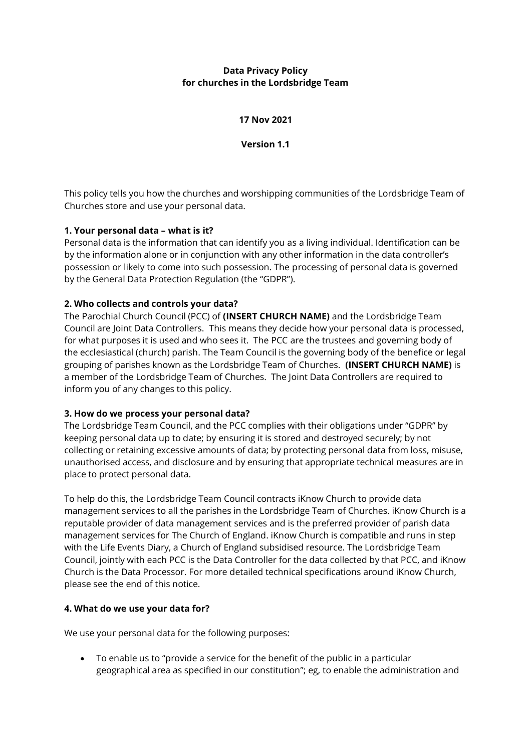**Data Privacy Policy**
**for churches in the Lordsbridge Team**

**17 Nov 2021**

**Version 1.1**

This policy tells you how the churches and worshipping communities of the Lordsbridge Team of Churches store and use your personal data.

**1. Your personal data – what is it?**

Personal data is the information that can identify you as a living individual. Identification can be by the information alone or in conjunction with any other information in the data controller's possession or likely to come into such possession. The processing of personal data is governed by the General Data Protection Regulation (the "GDPR").

**2. Who collects and controls your data?**

The Parochial Church Council (PCC) of **(INSERT CHURCH NAME)** and the Lordsbridge Team Council are Joint Data Controllers. This means they decide how your personal data is processed, for what purposes it is used and who sees it. The PCC are the trustees and governing body of the ecclesiastical (church) parish. The Team Council is the governing body of the benefice or legal grouping of parishes known as the Lordsbridge Team of Churches. **(INSERT CHURCH NAME)** is a member of the Lordsbridge Team of Churches. The Joint Data Controllers are required to inform you of any changes to this policy.

**3. How do we process your personal data?**

The Lordsbridge Team Council, and the PCC complies with their obligations under "GDPR" by keeping personal data up to date; by ensuring it is stored and destroyed securely; by not collecting or retaining excessive amounts of data; by protecting personal data from loss, misuse, unauthorised access, and disclosure and by ensuring that appropriate technical measures are in place to protect personal data.

To help do this, the Lordsbridge Team Council contracts iKnow Church to provide data management services to all the parishes in the Lordsbridge Team of Churches. iKnow Church is a reputable provider of data management services and is the preferred provider of parish data management services for The Church of England. iKnow Church is compatible and runs in step with the Life Events Diary, a Church of England subsidised resource. The Lordsbridge Team Council, jointly with each PCC is the Data Controller for the data collected by that PCC, and iKnow Church is the Data Processor. For more detailed technical specifications around iKnow Church, please see the end of this notice.

**4. What do we use your data for?**

We use your personal data for the following purposes:

- To enable us to "provide a service for the benefit of the public in a particular geographical area as specified in our constitution"; eg, to enable the administration and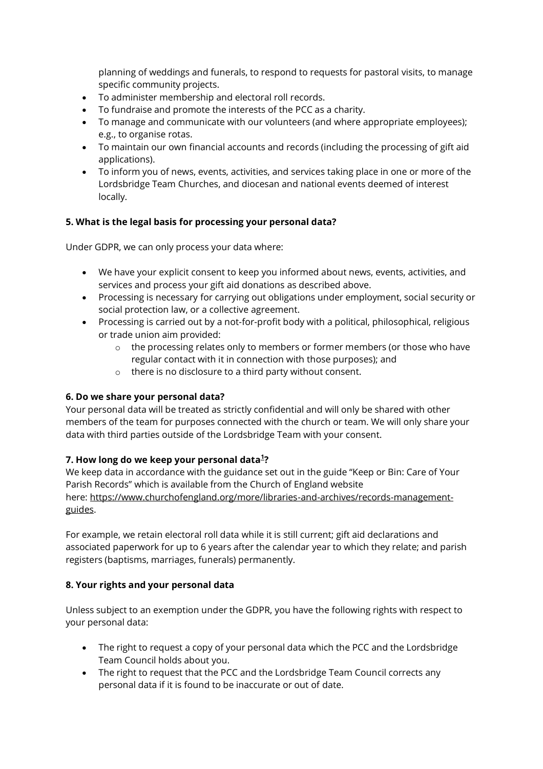planning of weddings and funerals, to respond to requests for pastoral visits, to manage specific community projects.

- To administer membership and electoral roll records.
- To fundraise and promote the interests of the PCC as a charity.
- To manage and communicate with our volunteers (and where appropriate employees); e.g., to organise rotas.
- To maintain our own financial accounts and records (including the processing of gift aid applications).
- To inform you of news, events, activities, and services taking place in one or more of the Lordsbridge Team Churches, and diocesan and national events deemed of interest locally.

**5. What is the legal basis for processing your personal data?**

Under GDPR, we can only process your data where:

- We have your explicit consent to keep you informed about news, events, activities, and services and process your gift aid donations as described above.
- Processing is necessary for carrying out obligations under employment, social security or social protection law, or a collective agreement.
- Processing is carried out by a not-for-profit body with a political, philosophical, religious or trade union aim provided:
  - the processing relates only to members or former members (or those who have regular contact with it in connection with those purposes); and
  - there is no disclosure to a third party without consent.

**6. Do we share your personal data?**

Your personal data will be treated as strictly confidential and will only be shared with other members of the team for purposes connected with the church or team. We will only share your data with third parties outside of the Lordsbridge Team with your consent.

**7. How long do we keep your personal data[1]?**

We keep data in accordance with the guidance set out in the guide "Keep or Bin: Care of Your Parish Records" which is available from the Church of England website here: https://www.churchofengland.org/more/libraries-and-archives/records-management-guides.

For example, we retain electoral roll data while it is still current; gift aid declarations and associated paperwork for up to 6 years after the calendar year to which they relate; and parish registers (baptisms, marriages, funerals) permanently.

**8. Your rights and your personal data**

Unless subject to an exemption under the GDPR, you have the following rights with respect to your personal data:

- The right to request a copy of your personal data which the PCC and the Lordsbridge Team Council holds about you.
- The right to request that the PCC and the Lordsbridge Team Council corrects any personal data if it is found to be inaccurate or out of date.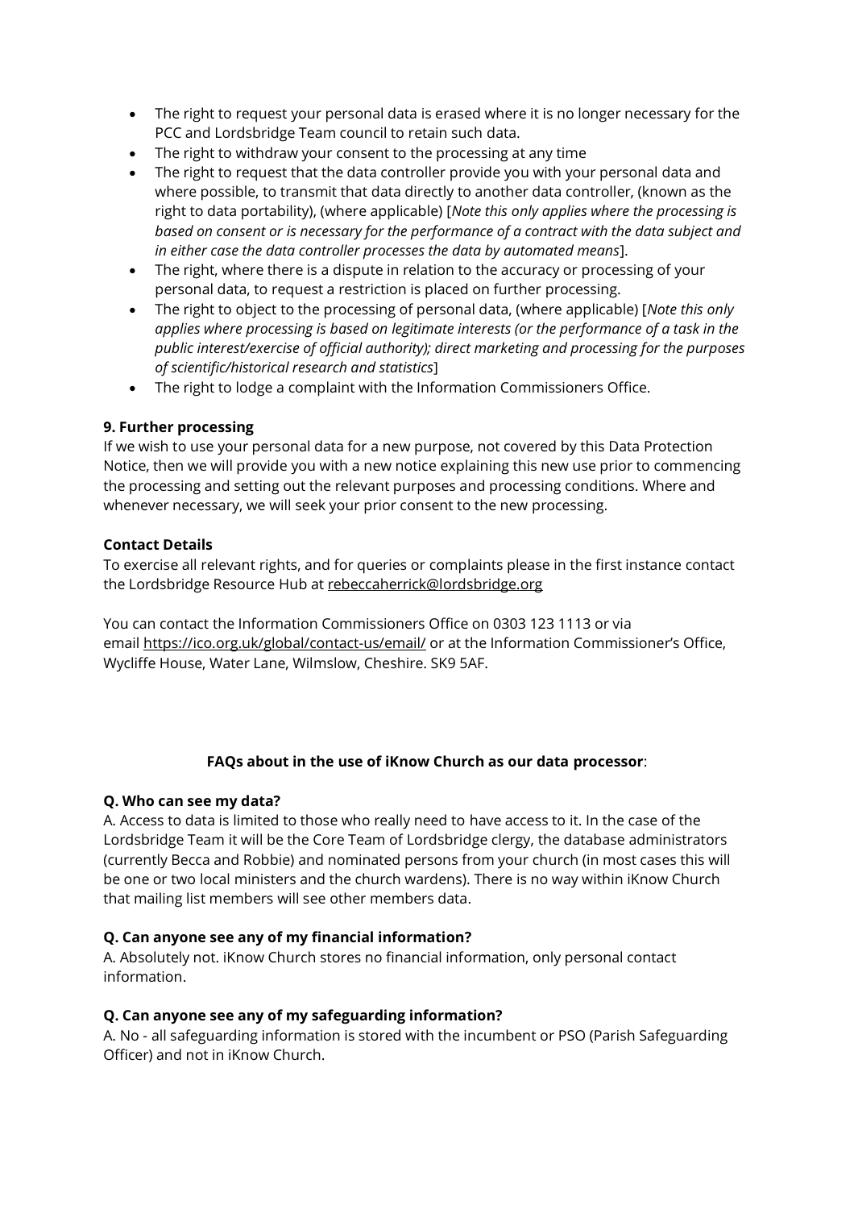- The right to request your personal data is erased where it is no longer necessary for the PCC and Lordsbridge Team council to retain such data.
- The right to withdraw your consent to the processing at any time
- The right to request that the data controller provide you with your personal data and where possible, to transmit that data directly to another data controller, (known as the right to data portability), (where applicable) [*Note this only applies where the processing is based on consent or is necessary for the performance of a contract with the data subject and in either case the data controller processes the data by automated means*].
- The right, where there is a dispute in relation to the accuracy or processing of your personal data, to request a restriction is placed on further processing.
- The right to object to the processing of personal data, (where applicable) [*Note this only applies where processing is based on legitimate interests (or the performance of a task in the public interest/exercise of official authority); direct marketing and processing for the purposes of scientific/historical research and statistics*]
- The right to lodge a complaint with the Information Commissioners Office.

**9. Further processing**

If we wish to use your personal data for a new purpose, not covered by this Data Protection Notice, then we will provide you with a new notice explaining this new use prior to commencing the processing and setting out the relevant purposes and processing conditions. Where and whenever necessary, we will seek your prior consent to the new processing.

**Contact Details**

To exercise all relevant rights, and for queries or complaints please in the first instance contact the Lordsbridge Resource Hub at rebeccaherrick@lordsbridge.org

You can contact the Information Commissioners Office on 0303 123 1113 or via email https://ico.org.uk/global/contact-us/email/ or at the Information Commissioner's Office, Wycliffe House, Water Lane, Wilmslow, Cheshire. SK9 5AF.

**FAQs about in the use of iKnow Church as our data processor**:

**Q. Who can see my data?**

A. Access to data is limited to those who really need to have access to it. In the case of the Lordsbridge Team it will be the Core Team of Lordsbridge clergy, the database administrators (currently Becca and Robbie) and nominated persons from your church (in most cases this will be one or two local ministers and the church wardens). There is no way within iKnow Church that mailing list members will see other members data.

**Q. Can anyone see any of my financial information?**

A. Absolutely not. iKnow Church stores no financial information, only personal contact information.

**Q. Can anyone see any of my safeguarding information?**

A. No - all safeguarding information is stored with the incumbent or PSO (Parish Safeguarding Officer) and not in iKnow Church.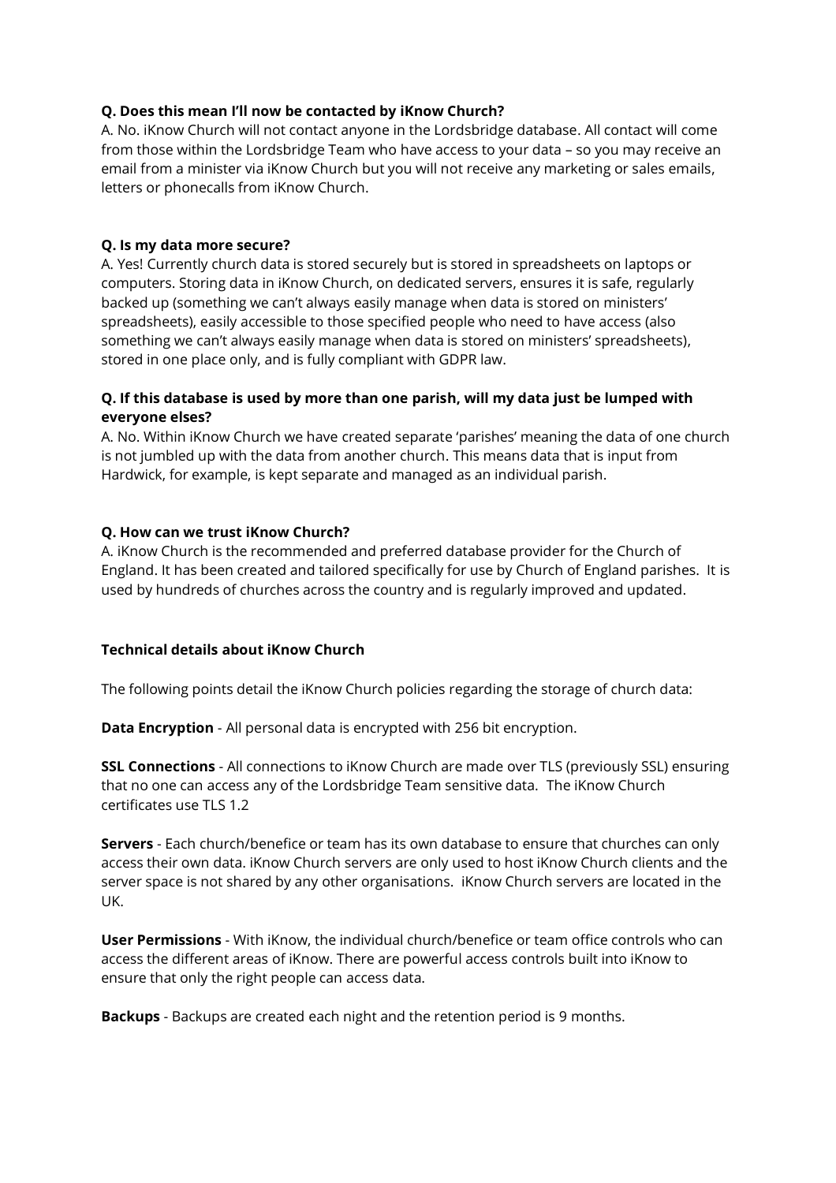**Q. Does this mean I'll now be contacted by iKnow Church?**
A. No. iKnow Church will not contact anyone in the Lordsbridge database. All contact will come from those within the Lordsbridge Team who have access to your data – so you may receive an email from a minister via iKnow Church but you will not receive any marketing or sales emails, letters or phonecalls from iKnow Church.

**Q. Is my data more secure?**
A. Yes! Currently church data is stored securely but is stored in spreadsheets on laptops or computers. Storing data in iKnow Church, on dedicated servers, ensures it is safe, regularly backed up (something we can't always easily manage when data is stored on ministers' spreadsheets), easily accessible to those specified people who need to have access (also something we can't always easily manage when data is stored on ministers' spreadsheets), stored in one place only, and is fully compliant with GDPR law.

**Q. If this database is used by more than one parish, will my data just be lumped with everyone elses?**
A. No. Within iKnow Church we have created separate 'parishes' meaning the data of one church is not jumbled up with the data from another church. This means data that is input from Hardwick, for example, is kept separate and managed as an individual parish.

**Q. How can we trust iKnow Church?**
A. iKnow Church is the recommended and preferred database provider for the Church of England. It has been created and tailored specifically for use by Church of England parishes. It is used by hundreds of churches across the country and is regularly improved and updated.

**Technical details about iKnow Church**

The following points detail the iKnow Church policies regarding the storage of church data:

**Data Encryption** - All personal data is encrypted with 256 bit encryption.

**SSL Connections** - All connections to iKnow Church are made over TLS (previously SSL) ensuring that no one can access any of the Lordsbridge Team sensitive data. The iKnow Church certificates use TLS 1.2

**Servers** - Each church/benefice or team has its own database to ensure that churches can only access their own data. iKnow Church servers are only used to host iKnow Church clients and the server space is not shared by any other organisations. iKnow Church servers are located in the UK.

**User Permissions** - With iKnow, the individual church/benefice or team office controls who can access the different areas of iKnow. There are powerful access controls built into iKnow to ensure that only the right people can access data.

**Backups** - Backups are created each night and the retention period is 9 months.